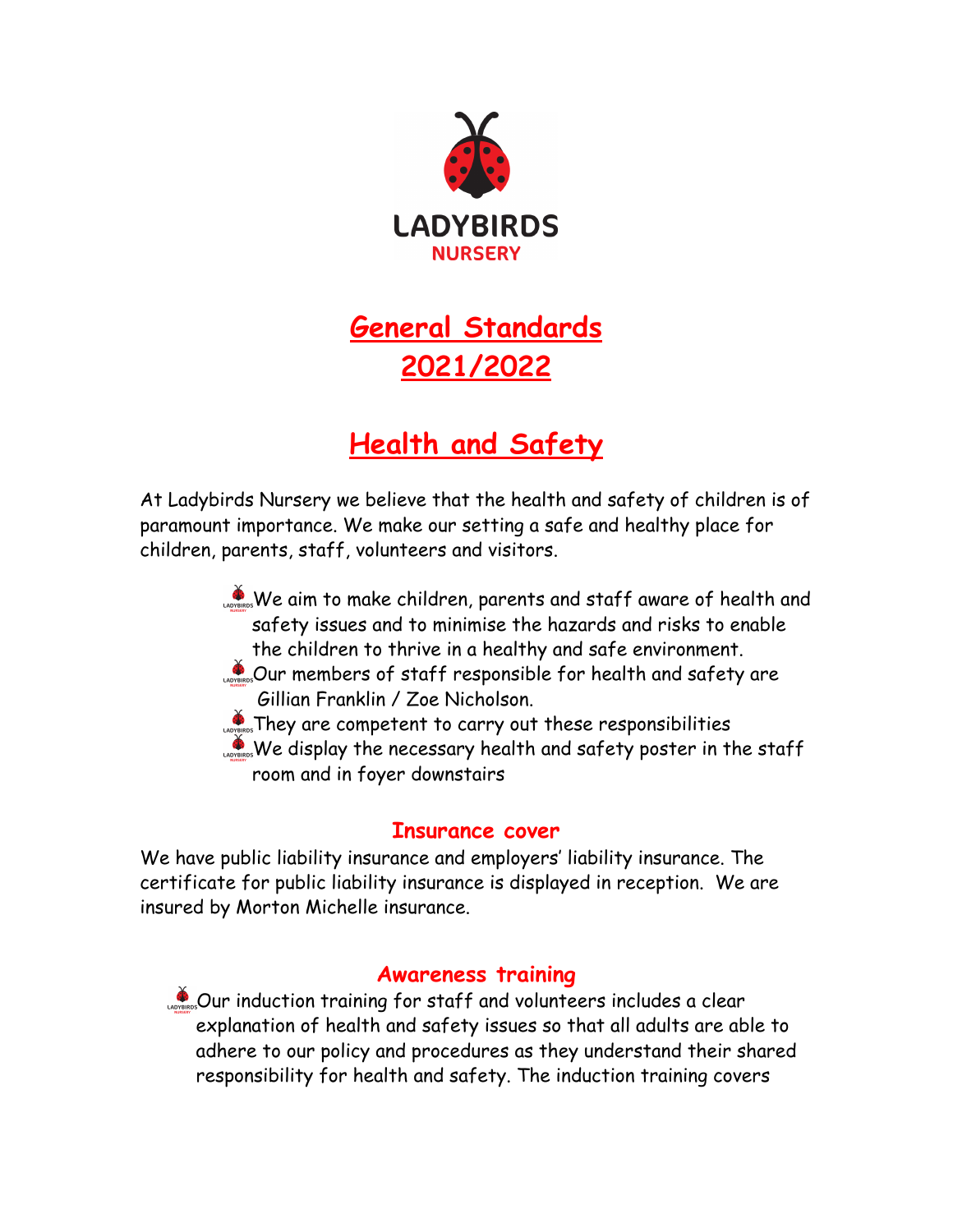LADYBIRDS
NURSERY

# General Standards 2021/2022

# Health and Safety

At Ladybirds Nursery we believe that the health and safety of children is of paramount importance. We make our setting a safe and healthy place for children, parents, staff, volunteers and visitors.

- We aim to make children, parents and staff aware of health and safety issues and to minimise the hazards and risks to enable the children to thrive in a healthy and safe environment.
- Our members of staff responsible for health and safety are Gillian Franklin / Zoe Nicholson.
- They are competent to carry out these responsibilities
- We display the necessary health and safety poster in the staff room and in foyer downstairs

## Insurance cover

We have public liability insurance and employers' liability insurance. The certificate for public liability insurance is displayed in reception. We are insured by Morton Michelle insurance.

## Awareness training

- Our induction training for staff and volunteers includes a clear explanation of health and safety issues so that all adults are able to adhere to our policy and procedures as they understand their shared responsibility for health and safety. The induction training covers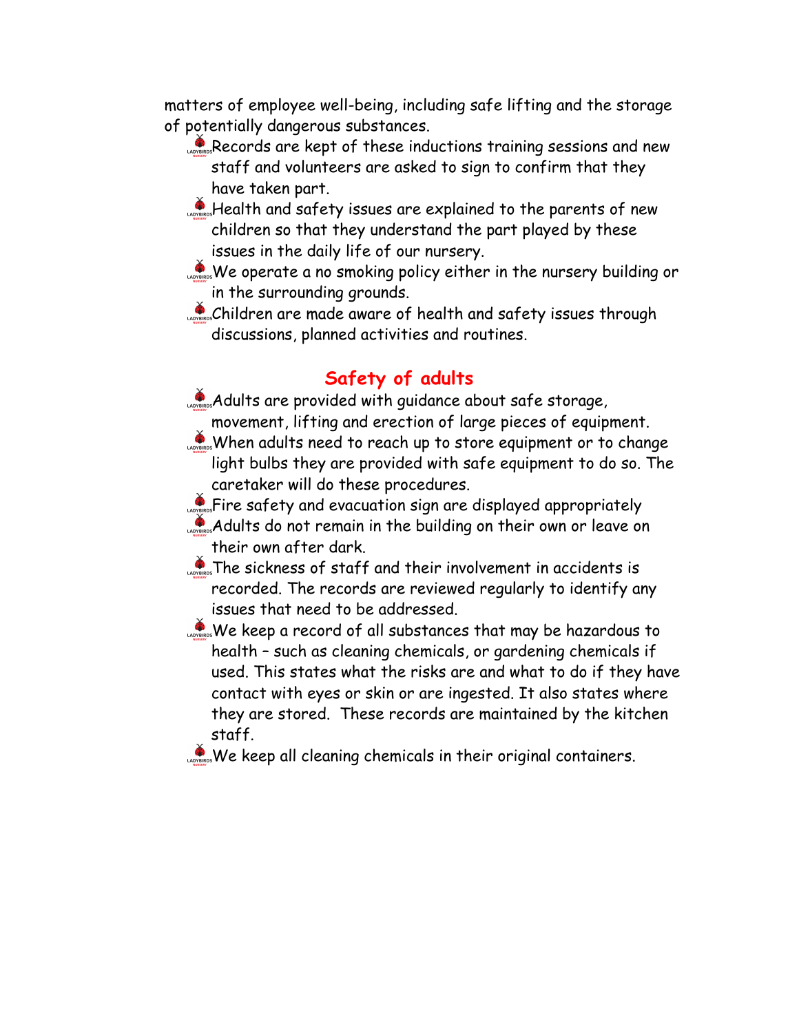matters of employee well-being, including safe lifting and the storage of potentially dangerous substances.

- Records are kept of these inductions training sessions and new staff and volunteers are asked to sign to confirm that they have taken part.
- Health and safety issues are explained to the parents of new children so that they understand the part played by these issues in the daily life of our nursery.
- We operate a no smoking policy either in the nursery building or in the surrounding grounds.
- Children are made aware of health and safety issues through discussions, planned activities and routines.

## Safety of adults

- Adults are provided with guidance about safe storage, movement, lifting and erection of large pieces of equipment.
- When adults need to reach up to store equipment or to change light bulbs they are provided with safe equipment to do so. The caretaker will do these procedures.
- Fire safety and evacuation sign are displayed appropriately
- Adults do not remain in the building on their own or leave on their own after dark.
- The sickness of staff and their involvement in accidents is recorded. The records are reviewed regularly to identify any issues that need to be addressed.
- We keep a record of all substances that may be hazardous to health – such as cleaning chemicals, or gardening chemicals if used. This states what the risks are and what to do if they have contact with eyes or skin or are ingested. It also states where they are stored. These records are maintained by the kitchen staff.
- We keep all cleaning chemicals in their original containers.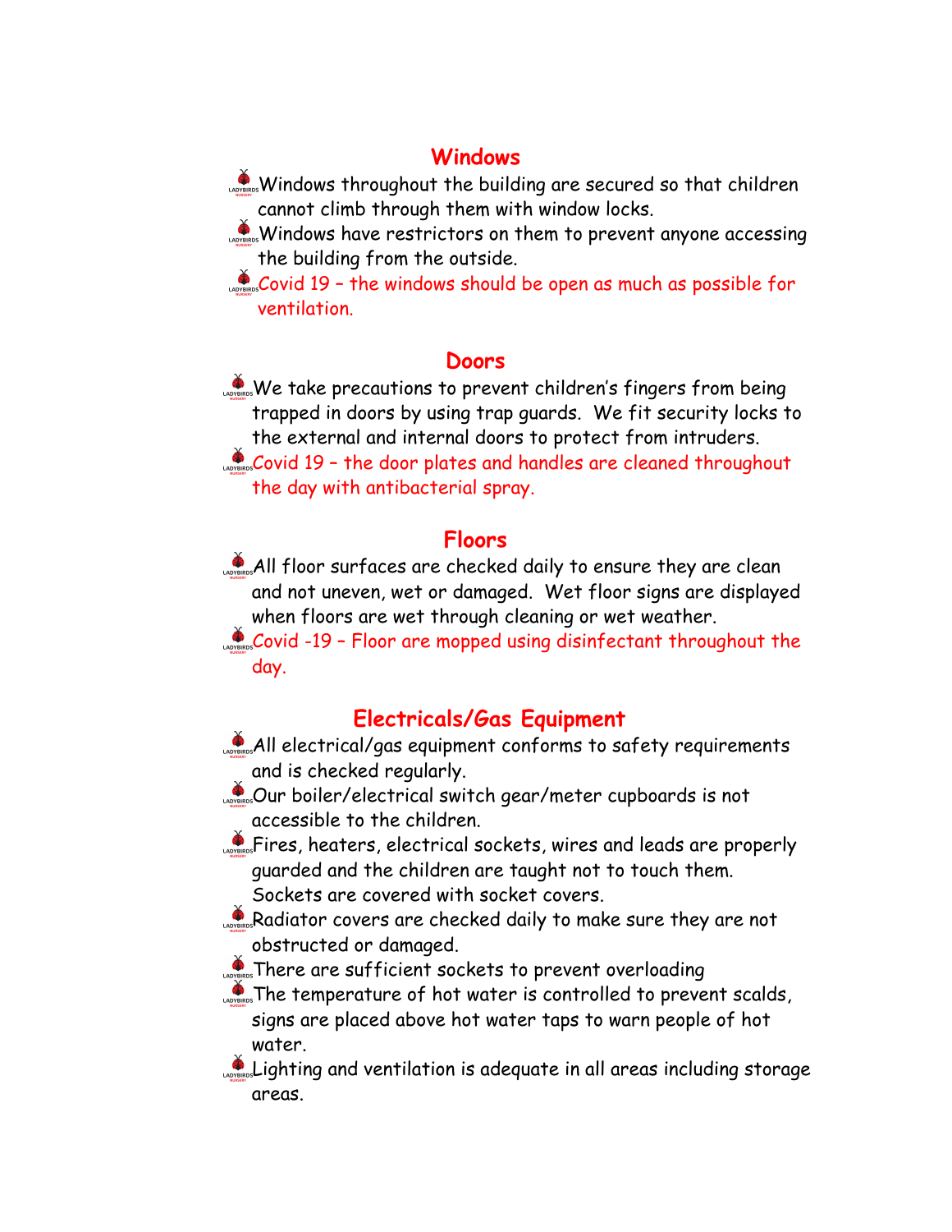## Windows

- Windows throughout the building are secured so that children cannot climb through them with window locks.
- Windows have restrictors on them to prevent anyone accessing the building from the outside.
- Covid 19 – the windows should be open as much as possible for ventilation.

## Doors

- We take precautions to prevent children's fingers from being trapped in doors by using trap guards. We fit security locks to the external and internal doors to protect from intruders.
- Covid 19 – the door plates and handles are cleaned throughout the day with antibacterial spray.

## Floors

- All floor surfaces are checked daily to ensure they are clean and not uneven, wet or damaged. Wet floor signs are displayed when floors are wet through cleaning or wet weather.
- Covid -19 – Floor are mopped using disinfectant throughout the day.

## Electricals/Gas Equipment

- All electrical/gas equipment conforms to safety requirements and is checked regularly.
- Our boiler/electrical switch gear/meter cupboards is not accessible to the children.
- Fires, heaters, electrical sockets, wires and leads are properly guarded and the children are taught not to touch them. Sockets are covered with socket covers.
- Radiator covers are checked daily to make sure they are not obstructed or damaged.
- There are sufficient sockets to prevent overloading
- The temperature of hot water is controlled to prevent scalds, signs are placed above hot water taps to warn people of hot water.
- Lighting and ventilation is adequate in all areas including storage areas.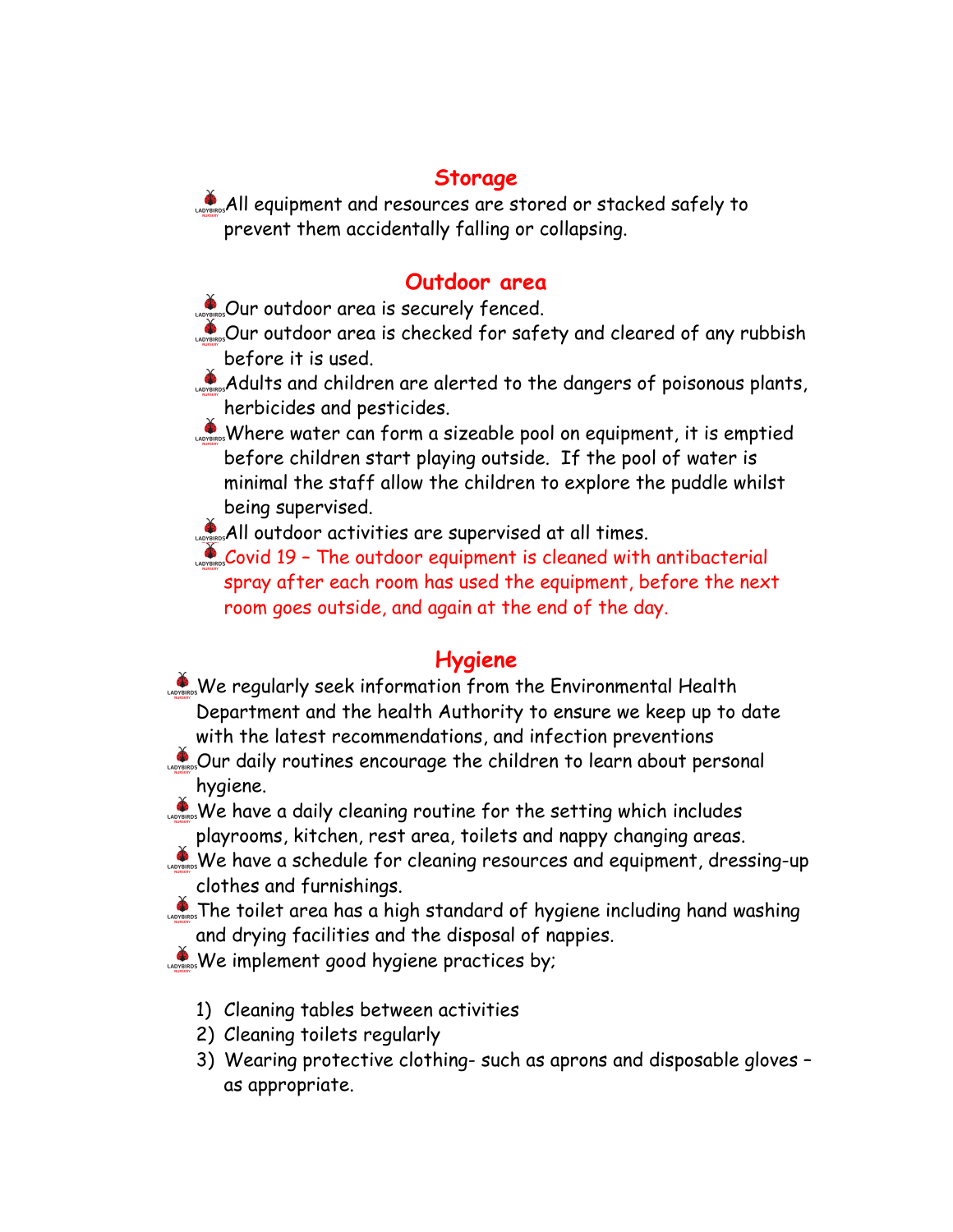## Storage

- All equipment and resources are stored or stacked safely to prevent them accidentally falling or collapsing.

## Outdoor area

- Our outdoor area is securely fenced.
- Our outdoor area is checked for safety and cleared of any rubbish before it is used.
- Adults and children are alerted to the dangers of poisonous plants, herbicides and pesticides.
- Where water can form a sizeable pool on equipment, it is emptied before children start playing outside. If the pool of water is minimal the staff allow the children to explore the puddle whilst being supervised.
- All outdoor activities are supervised at all times.
- Covid 19 – The outdoor equipment is cleaned with antibacterial spray after each room has used the equipment, before the next room goes outside, and again at the end of the day.

## Hygiene

- We regularly seek information from the Environmental Health Department and the health Authority to ensure we keep up to date with the latest recommendations, and infection preventions
- Our daily routines encourage the children to learn about personal hygiene.
- We have a daily cleaning routine for the setting which includes playrooms, kitchen, rest area, toilets and nappy changing areas.
- We have a schedule for cleaning resources and equipment, dressing-up clothes and furnishings.
- The toilet area has a high standard of hygiene including hand washing and drying facilities and the disposal of nappies.
- We implement good hygiene practices by;

1) Cleaning tables between activities
2) Cleaning toilets regularly
3) Wearing protective clothing- such as aprons and disposable gloves – as appropriate.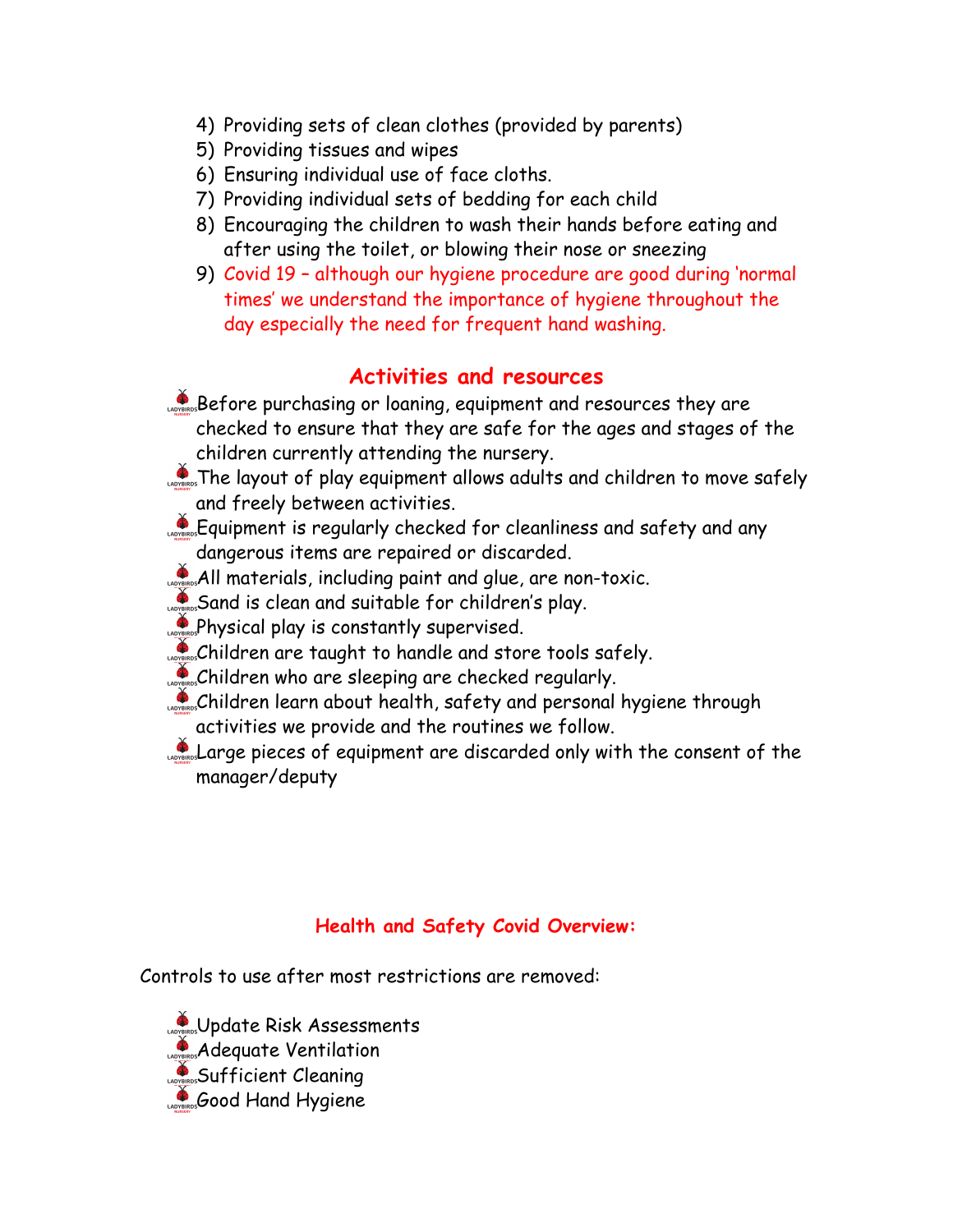4) Providing sets of clean clothes (provided by parents)
5) Providing tissues and wipes
6) Ensuring individual use of face cloths.
7) Providing individual sets of bedding for each child
8) Encouraging the children to wash their hands before eating and after using the toilet, or blowing their nose or sneezing
9) Covid 19 – although our hygiene procedure are good during 'normal times' we understand the importance of hygiene throughout the day especially the need for frequent hand washing.

## Activities and resources

- Before purchasing or loaning, equipment and resources they are checked to ensure that they are safe for the ages and stages of the children currently attending the nursery.
- The layout of play equipment allows adults and children to move safely and freely between activities.
- Equipment is regularly checked for cleanliness and safety and any dangerous items are repaired or discarded.
- All materials, including paint and glue, are non-toxic.
- Sand is clean and suitable for children's play.
- Physical play is constantly supervised.
- Children are taught to handle and store tools safely.
- Children who are sleeping are checked regularly.
- Children learn about health, safety and personal hygiene through activities we provide and the routines we follow.
- Large pieces of equipment are discarded only with the consent of the manager/deputy

## Health and Safety Covid Overview:

Controls to use after most restrictions are removed:

- Update Risk Assessments
- Adequate Ventilation
- Sufficient Cleaning
- Good Hand Hygiene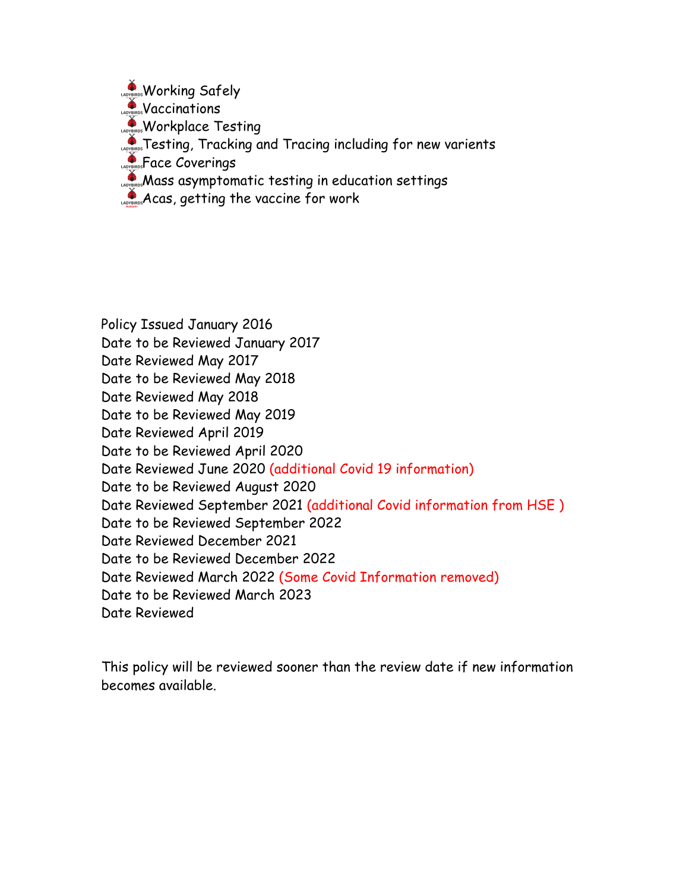- Working Safely
- Vaccinations
- Workplace Testing
- Testing, Tracking and Tracing including for new varients
- Face Coverings
- Mass asymptomatic testing in education settings
- Acas, getting the vaccine for work

Policy Issued January 2016
Date to be Reviewed January 2017
Date Reviewed May 2017
Date to be Reviewed May 2018
Date Reviewed May 2018
Date to be Reviewed May 2019
Date Reviewed April 2019
Date to be Reviewed April 2020
Date Reviewed June 2020 (additional Covid 19 information)
Date to be Reviewed August 2020
Date Reviewed September 2021 (additional Covid information from HSE )
Date to be Reviewed September 2022
Date Reviewed December 2021
Date to be Reviewed December 2022
Date Reviewed March 2022 (Some Covid Information removed)
Date to be Reviewed March 2023
Date Reviewed

This policy will be reviewed sooner than the review date if new information becomes available.